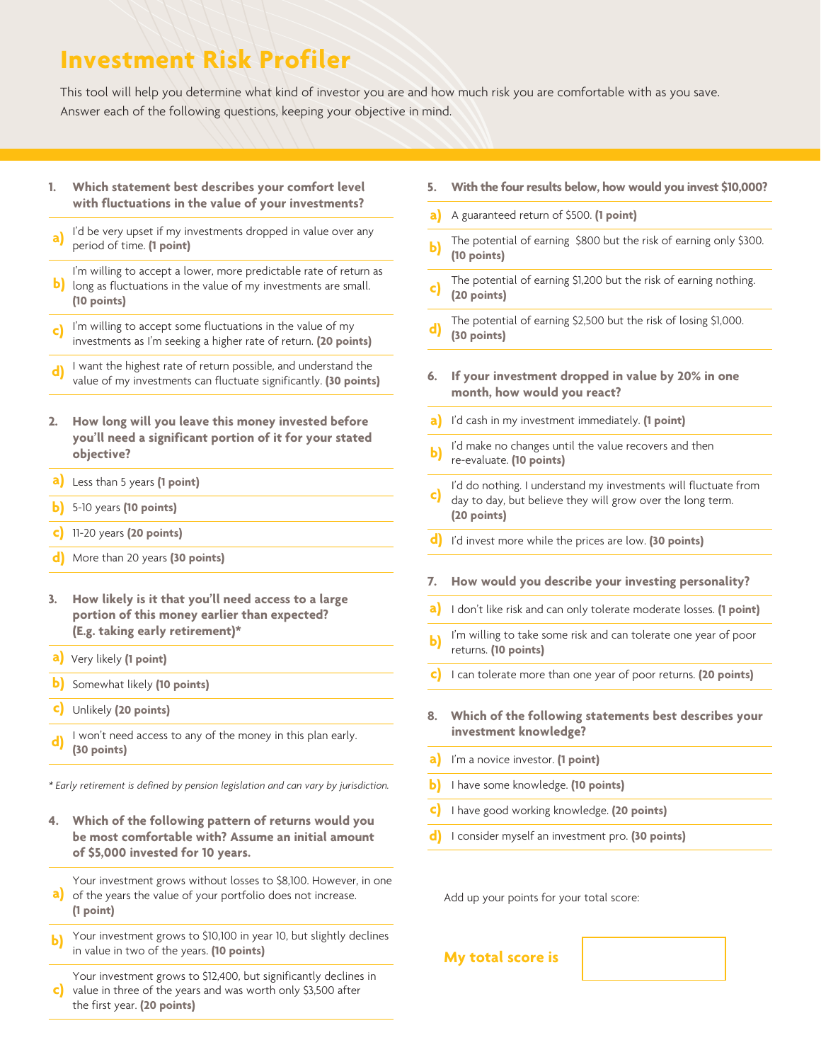# Investment Risk Profiler

This tool will help you determine what kind of investor you are and how much risk you are comfortable with as you save. Answer each of the following questions, keeping your objective in mind.

**1. Which statement best describes your comfort level with fluctuations in the value of your investments?**

- **a)** I'd be very upset if my investments dropped in value over any period of time. **(1 point)**
- **b)** I'm willing to accept a lower, more predictable rate of return as long as fluctuations in the value of my investments are small. **(10 points)**
- **c)** I'm willing to accept some fluctuations in the value of my investments as I'm seeking a higher rate of return. **(20 points)**
- **d)** I want the highest rate of return possible, and understand the value of my investments can fluctuate significantly. **(30 points)**

**2. How long will you leave this money invested before you'll need a significant portion of it for your stated objective?**

- **a)** Less than 5 years **(1 point)**
- **b)** 5-10 years **(10 points)**
- **c)** 11-20 years **(20 points)**
- **d)** More than 20 years **(30 points)**

**3. How likely is it that you'll need access to a large portion of this money earlier than expected? (E.g. taking early retirement)***

- **a)** Very likely **(1 point)**
- **b)** Somewhat likely **(10 points)**
- **c)** Unlikely **(20 points)**
- **d)** I won't need access to any of the money in this plan early. **(30 points)**

*\* Early retirement is defined by pension legislation and can vary by jurisdiction.*

**4. Which of the following pattern of returns would you be most comfortable with? Assume an initial amount of $5,000 invested for 10 years.**

- **a)** Your investment grows without losses to $8,100. However, in one of the years the value of your portfolio does not increase. **(1 point)**
- **b)** Your investment grows to $10,100 in year 10, but slightly declines in value in two of the years. **(10 points)**
- **c)** Your investment grows to $12,400, but significantly declines in value in three of the years and was worth only $3,500 after the first year. **(20 points)**

**5. With the four results below, how would you invest $10,000?**

- **a)** A guaranteed return of $500. **(1 point)**
- **b)** The potential of earning $800 but the risk of earning only $300. **(10 points)**
- **c)** The potential of earning $1,200 but the risk of earning nothing. **(20 points)**
- **d)** The potential of earning $2,500 but the risk of losing $1,000. **(30 points)**

**6. If your investment dropped in value by 20% in one month, how would you react?**

- **a)** I'd cash in my investment immediately. **(1 point)**
- **b)** I'd make no changes until the value recovers and then re-evaluate. **(10 points)**
- **c)** I'd do nothing. I understand my investments will fluctuate from day to day, but believe they will grow over the long term. **(20 points)**
- **d)** I'd invest more while the prices are low. **(30 points)**

**7. How would you describe your investing personality?**

- **a)** I don't like risk and can only tolerate moderate losses. **(1 point)**
- **b)** I'm willing to take some risk and can tolerate one year of poor returns. **(10 points)**
- **c)** I can tolerate more than one year of poor returns. **(20 points)**

**8. Which of the following statements best describes your investment knowledge?**

- **a)** I'm a novice investor. **(1 point)**
- **b)** I have some knowledge. **(10 points)**
- **c)** I have good working knowledge. **(20 points)**
- **d)** I consider myself an investment pro. **(30 points)**

Add up your points for your total score:

**My total score is** ____________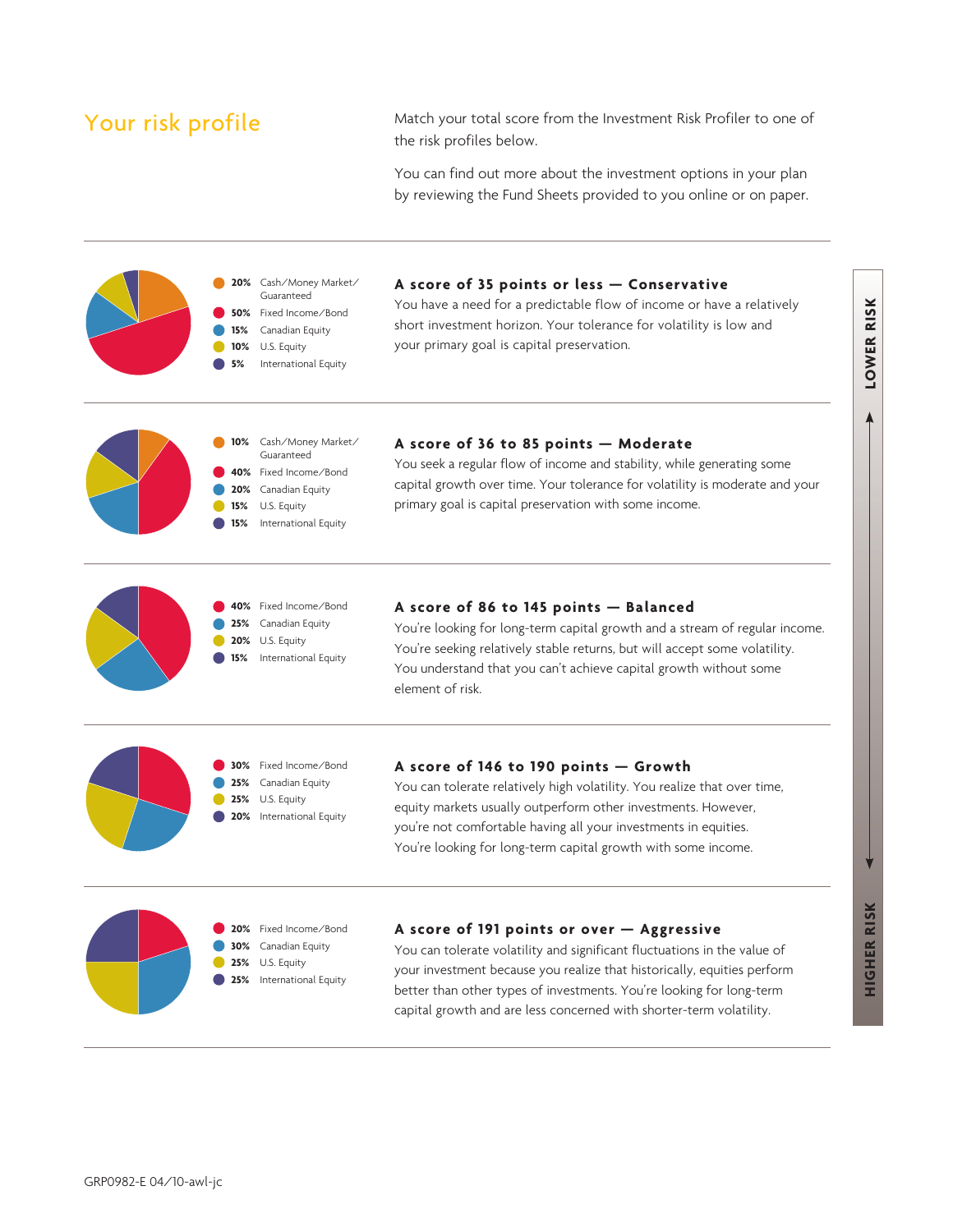## Your risk profile

Match your total score from the Investment Risk Profiler to one of the risk profiles below.

You can find out more about the investment options in your plan by reviewing the Fund Sheets provided to you online or on paper.

**20%** Cash/Money Market/Guaranteed
**50%** Fixed Income/Bond
**15%** Canadian Equity
**10%** U.S. Equity
**5%** International Equity

### A score of 35 points or less — Conservative

You have a need for a predictable flow of income or have a relatively short investment horizon. Your tolerance for volatility is low and your primary goal is capital preservation.

**10%** Cash/Money Market/Guaranteed
**40%** Fixed Income/Bond
**20%** Canadian Equity
**15%** U.S. Equity
**15%** International Equity

### A score of 36 to 85 points — Moderate

You seek a regular flow of income and stability, while generating some capital growth over time. Your tolerance for volatility is moderate and your primary goal is capital preservation with some income.

**40%** Fixed Income/Bond
**25%** Canadian Equity
**20%** U.S. Equity
**15%** International Equity

### A score of 86 to 145 points — Balanced

You're looking for long-term capital growth and a stream of regular income. You're seeking relatively stable returns, but will accept some volatility. You understand that you can't achieve capital growth without some element of risk.

**30%** Fixed Income/Bond
**25%** Canadian Equity
**25%** U.S. Equity
**20%** International Equity

### A score of 146 to 190 points — Growth

You can tolerate relatively high volatility. You realize that over time, equity markets usually outperform other investments. However, you're not comfortable having all your investments in equities. You're looking for long-term capital growth with some income.

**20%** Fixed Income/Bond
**30%** Canadian Equity
**25%** U.S. Equity
**25%** International Equity

### A score of 191 points or over — Aggressive

You can tolerate volatility and significant fluctuations in the value of your investment because you realize that historically, equities perform better than other types of investments. You're looking for long-term capital growth and are less concerned with shorter-term volatility.

LOWER RISK

HIGHER RISK

GRP0982-E 04/10-awl-jc